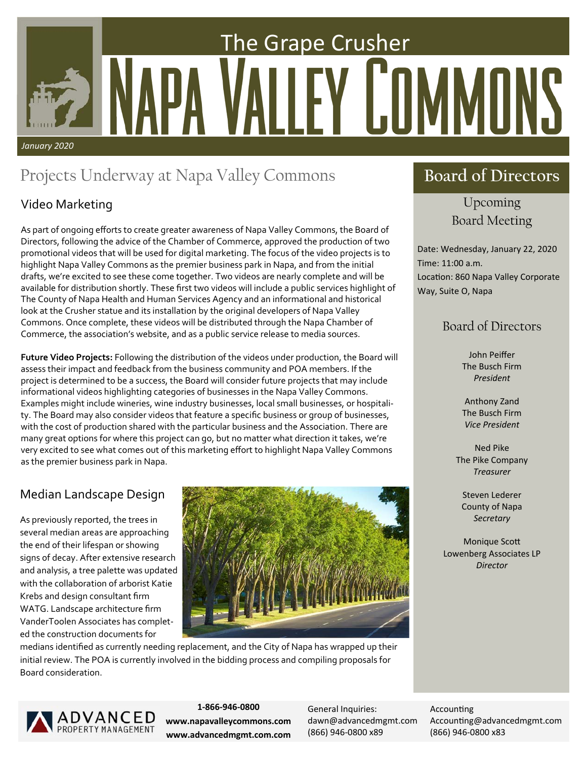# The Grape Crusher

# Napa Valley Commons

*January 2020*

## Projects Underway at Napa Valley Commons

### Video Marketing

As part of ongoing efforts to create greater awareness of Napa Valley Commons, the Board of Directors, following the advice of the Chamber of Commerce, approved the production of two promotional videos that will be used for digital marketing. The focus of the video projects is to highlight Napa Valley Commons as the premier business park in Napa, and from the initial drafts, we're excited to see these come together. Two videos are nearly complete and will be available for distribution shortly. These first two videos will include a public services highlight of The County of Napa Health and Human Services Agency and an informational and historical look at the Crusher statue and its installation by the original developers of Napa Valley Commons. Once complete, these videos will be distributed through the Napa Chamber of Commerce, the association's website, and as a public service release to media sources.

**Future Video Projects:** Following the distribution of the videos under production, the Board will assess their impact and feedback from the business community and POA members. If the project is determined to be a success, the Board will consider future projects that may include informational videos highlighting categories of businesses in the Napa Valley Commons. Examples might include wineries, wine industry businesses, local small businesses, or hospitality. The Board may also consider videos that feature a specific business or group of businesses, with the cost of production shared with the particular business and the Association. There are many great options for where this project can go, but no matter what direction it takes, we're very excited to see what comes out of this marketing effort to highlight Napa Valley Commons as the premier business park in Napa.

### Median Landscape Design

As previously reported, the trees in several median areas are approaching the end of their lifespan or showing signs of decay. After extensive research and analysis, a tree palette was updated with the collaboration of arborist Katie Krebs and design consultant firm WATG. Landscape architecture firm VanderToolen Associates has completed the construction documents for medians identified as currently needing replacement, and the City of Napa has wrapped up their initial review. The POA is currently involved in the bidding process and compiling proposals for Board consideration.

## Board of Directors

### Upcoming Board Meeting

Date: Wednesday, January 22, 2020
Time: 11:00 a.m.
Location: 860 Napa Valley Corporate Way, Suite O, Napa

### Board of Directors

John Peiffer
The Busch Firm
*President*

Anthony Zand
The Busch Firm
*Vice President*

Ned Pike
The Pike Company
*Treasurer*

Steven Lederer
County of Napa
*Secretary*

Monique Scott
Lowenberg Associates LP
*Director*

ADVANCED PROPERTY MANAGEMENT

**1-866-946-0800**
**www.napavalleycommons.com**
**www.advancedmgmt.com.com**

General Inquiries:
dawn@advancedmgmt.com
(866) 946-0800 x89

Accounting
Accounting@advancedmgmt.com
(866) 946-0800 x83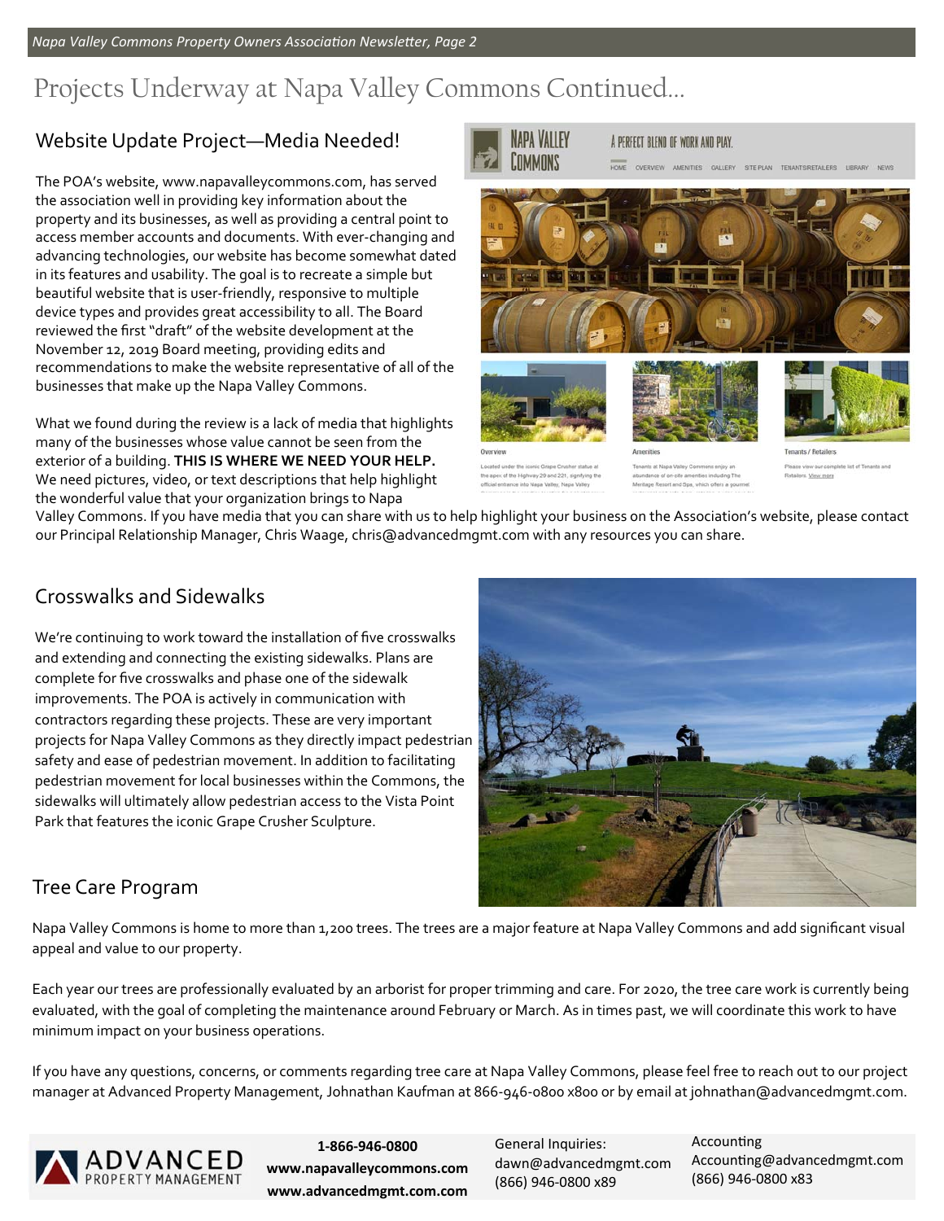# Projects Underway at Napa Valley Commons Continued...

## Website Update Project—Media Needed!

The POA's website, www.napavalleycommons.com, has served the association well in providing key information about the property and its businesses, as well as providing a central point to access member accounts and documents. With ever-changing and advancing technologies, our website has become somewhat dated in its features and usability. The goal is to recreate a simple but beautiful website that is user-friendly, responsive to multiple device types and provides great accessibility to all. The Board reviewed the first "draft" of the website development at the November 12, 2019 Board meeting, providing edits and recommendations to make the website representative of all of the businesses that make up the Napa Valley Commons.

What we found during the review is a lack of media that highlights many of the businesses whose value cannot be seen from the exterior of a building. **THIS IS WHERE WE NEED YOUR HELP.** We need pictures, video, or text descriptions that help highlight the wonderful value that your organization brings to Napa Valley Commons. If you have media that you can share with us to help highlight your business on the Association's website, please contact our Principal Relationship Manager, Chris Waage, chris@advancedmgmt.com with any resources you can share.

## Crosswalks and Sidewalks

We're continuing to work toward the installation of five crosswalks and extending and connecting the existing sidewalks. Plans are complete for five crosswalks and phase one of the sidewalk improvements. The POA is actively in communication with contractors regarding these projects. These are very important projects for Napa Valley Commons as they directly impact pedestrian safety and ease of pedestrian movement. In addition to facilitating pedestrian movement for local businesses within the Commons, the sidewalks will ultimately allow pedestrian access to the Vista Point Park that features the iconic Grape Crusher Sculpture.

## Tree Care Program

Napa Valley Commons is home to more than 1,200 trees. The trees are a major feature at Napa Valley Commons and add significant visual appeal and value to our property.

Each year our trees are professionally evaluated by an arborist for proper trimming and care. For 2020, the tree care work is currently being evaluated, with the goal of completing the maintenance around February or March. As in times past, we will coordinate this work to have minimum impact on your business operations.

If you have any questions, concerns, or comments regarding tree care at Napa Valley Commons, please feel free to reach out to our project manager at Advanced Property Management, Johnathan Kaufman at 866-946-0800 x800 or by email at johnathan@advancedmgmt.com.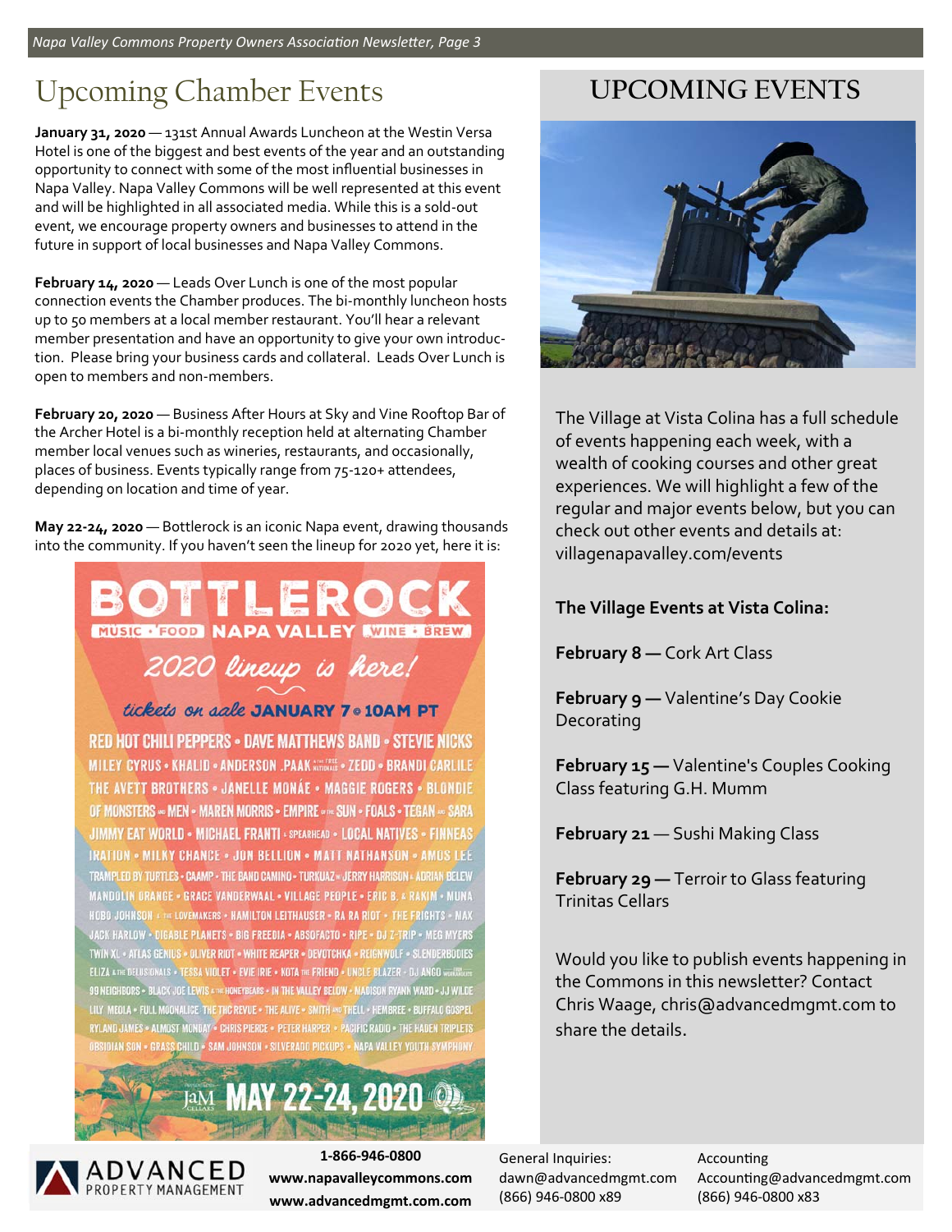# Upcoming Chamber Events

**January 31, 2020** — 131st Annual Awards Luncheon at the Westin Versa Hotel is one of the biggest and best events of the year and an outstanding opportunity to connect with some of the most influential businesses in Napa Valley. Napa Valley Commons will be well represented at this event and will be highlighted in all associated media. While this is a sold-out event, we encourage property owners and businesses to attend in the future in support of local businesses and Napa Valley Commons.

**February 14, 2020** — Leads Over Lunch is one of the most popular connection events the Chamber produces. The bi-monthly luncheon hosts up to 50 members at a local member restaurant. You'll hear a relevant member presentation and have an opportunity to give your own introduction. Please bring your business cards and collateral. Leads Over Lunch is open to members and non-members.

**February 20, 2020** — Business After Hours at Sky and Vine Rooftop Bar of the Archer Hotel is a bi-monthly reception held at alternating Chamber member local venues such as wineries, restaurants, and occasionally, places of business. Events typically range from 75-120+ attendees, depending on location and time of year.

**May 22-24, 2020** — Bottlerock is an iconic Napa event, drawing thousands into the community. If you haven't seen the lineup for 2020 yet, here it is:

BOTTLEROCK
MUSIC • FOOD NAPA VALLEY WINE • BREW
2020 lineup is here!
tickets on sale JANUARY 7 @ 10AM PT

RED HOT CHILI PEPPERS • DAVE MATTHEWS BAND • STEVIE NICKS
MILEY CYRUS • KHALID • ANDERSON .PAAK & THE FREE NATIONALS • ZEDD • BRANDI CARLILE
THE AVETT BROTHERS • JANELLE MONÁE • MAGGIE ROGERS • BLONDIE
OF MONSTERS AND MEN • MAREN MORRIS • EMPIRE OF THE SUN • FOALS • TEGAN AND SARA
JIMMY EAT WORLD • MICHAEL FRANTI & SPEARHEAD • LOCAL NATIVES • FINNEAS
IRATION • MILKY CHANCE • JON BELLION • MATT NATHANSON • AMOS LEE
TRAMPLED BY TURTLES • CAAMP • THE BAND CAMINO • TURKUAZ W/ JERRY HARRISON + ADRIAN BELEW
MANDOLIN ORANGE • GRACE VANDERWAAL • VILLAGE PEOPLE • ERIC B. & RAKIM • MUNA
HOBO JOHNSON & THE LOVEMAKERS • HAMILTON LEITHAUSER • RA RA RIOT • THE FRIGHTS • MAX
JACK HARLOW • DIGABLE PLANETS • BIG FREEDIA • ABSOFACTO • RIPE • DJ Z-TRIP • MEG MYERS
TWIN XL • ATLAS GENIUS • OLIVER RIOT • WHITE REAPER • DEVOTCHKA • REIGNWOLF • SLENDERBODIES
ELIZA & THE DELUSIONALS • TESSA VIOLET • EVIE IRIE • KOTA THE FRIEND • UNCLE BLAZER • DJ ANGO
99 NEIGHBORS • BLACK JOE LEWIS & THE HONEYBEARS • IN THE VALLEY BELOW • MADISON RYANN WARD • JJ WILDE
LILY MEOLA • FULL MOONALICE • THE THC REVUE • THE ALIVE • SMITH AND THELL • HEMBREE • BUFFALO GOSPEL
RYLAND JAMES • ALMOST MONDAY • CHRIS PIERCE • PETER HARPER • PACIFIC RADIO • THE HADEN TRIPLETS
OBSIDIAN SON • GRASS CHILD • SAM JOHNSON • SILVERADO PICKUPS • NAPA VALLEY YOUTH SYMPHONY
JAM CELLARS MAY 22-24, 2020

# UPCOMING EVENTS

The Village at Vista Colina has a full schedule of events happening each week, with a wealth of cooking courses and other great experiences. We will highlight a few of the regular and major events below, but you can check out other events and details at: villagenapavalley.com/events

**The Village Events at Vista Colina:**

**February 8 —** Cork Art Class

**February 9 —** Valentine's Day Cookie Decorating

**February 15 —** Valentine's Couples Cooking Class featuring G.H. Mumm

**February 21** — Sushi Making Class

**February 29 —** Terroir to Glass featuring Trinitas Cellars

Would you like to publish events happening in the Commons in this newsletter? Contact Chris Waage, chris@advancedmgmt.com to share the details.

ADVANCED PROPERTY MANAGEMENT

**1-866-946-0800**
**www.napavalleycommons.com**
**www.advancedmgmt.com.com**

General Inquiries:
dawn@advancedmgmt.com
(866) 946-0800 x89

Accounting
Accounting@advancedmgmt.com
(866) 946-0800 x83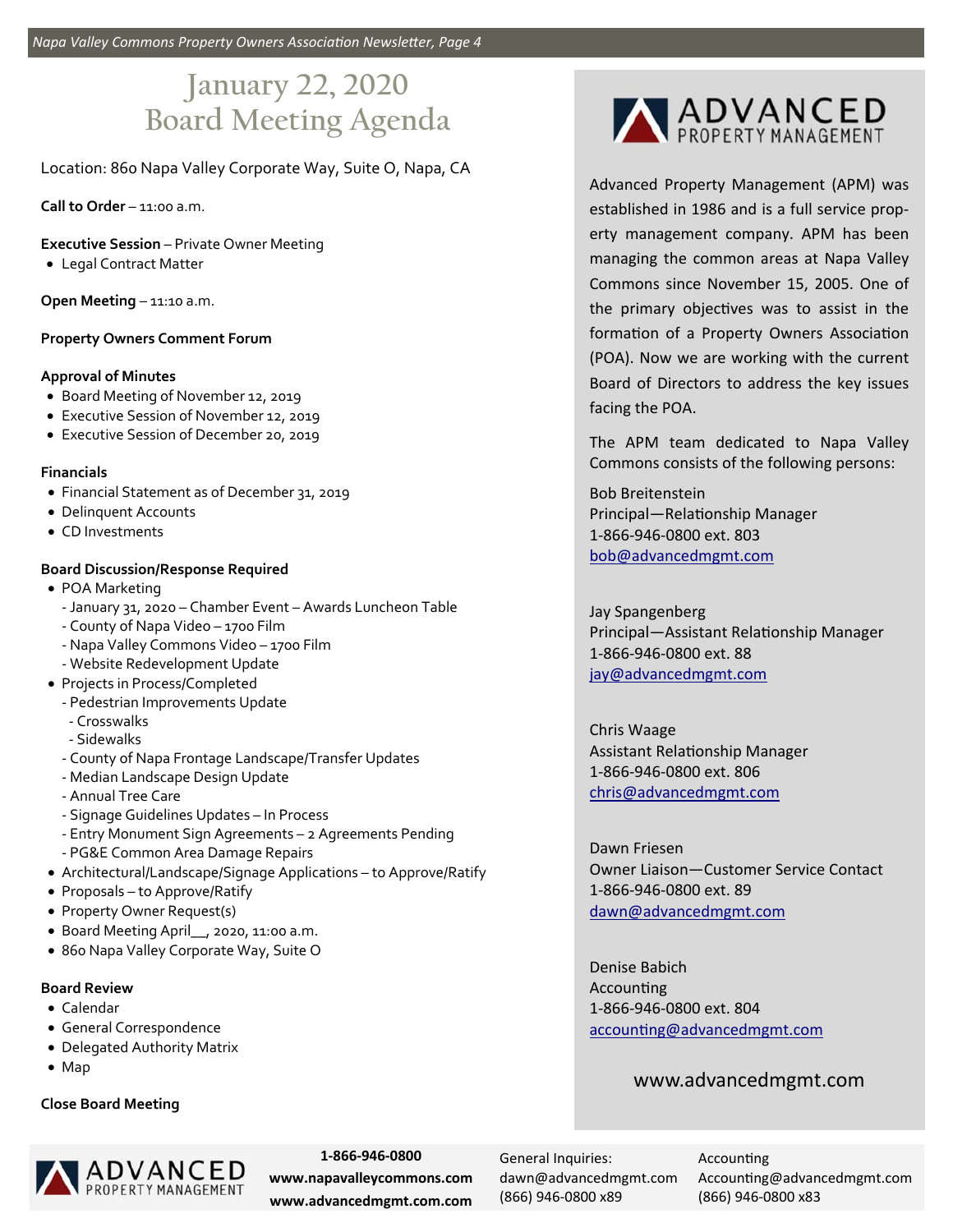# January 22, 2020 Board Meeting Agenda

Location: 860 Napa Valley Corporate Way, Suite O, Napa, CA

**Call to Order** – 11:00 a.m.

**Executive Session** – Private Owner Meeting

- Legal Contract Matter

**Open Meeting** – 11:10 a.m.

**Property Owners Comment Forum**

**Approval of Minutes**

- Board Meeting of November 12, 2019
- Executive Session of November 12, 2019
- Executive Session of December 20, 2019

**Financials**

- Financial Statement as of December 31, 2019
- Delinquent Accounts
- CD Investments

**Board Discussion/Response Required**

- POA Marketing
  - January 31, 2020 – Chamber Event – Awards Luncheon Table
  - County of Napa Video – 1700 Film
  - Napa Valley Commons Video – 1700 Film
  - Website Redevelopment Update
- Projects in Process/Completed
  - Pedestrian Improvements Update
    - Crosswalks
    - Sidewalks
  - County of Napa Frontage Landscape/Transfer Updates
  - Median Landscape Design Update
  - Annual Tree Care
  - Signage Guidelines Updates – In Process
  - Entry Monument Sign Agreements – 2 Agreements Pending
  - PG&E Common Area Damage Repairs
- Architectural/Landscape/Signage Applications – to Approve/Ratify
- Proposals – to Approve/Ratify
- Property Owner Request(s)
- Board Meeting April__, 2020, 11:00 a.m.
- 860 Napa Valley Corporate Way, Suite O

**Board Review**

- Calendar
- General Correspondence
- Delegated Authority Matrix
- Map

**Close Board Meeting**

ADVANCED PROPERTY MANAGEMENT

Advanced Property Management (APM) was established in 1986 and is a full service property management company. APM has been managing the common areas at Napa Valley Commons since November 15, 2005. One of the primary objectives was to assist in the formation of a Property Owners Association (POA). Now we are working with the current Board of Directors to address the key issues facing the POA.

The APM team dedicated to Napa Valley Commons consists of the following persons:

Bob Breitenstein
Principal—Relationship Manager
1-866-946-0800 ext. 803
bob@advancedmgmt.com

Jay Spangenberg
Principal—Assistant Relationship Manager
1-866-946-0800 ext. 88
jay@advancedmgmt.com

Chris Waage
Assistant Relationship Manager
1-866-946-0800 ext. 806
chris@advancedmgmt.com

Dawn Friesen
Owner Liaison—Customer Service Contact
1-866-946-0800 ext. 89
dawn@advancedmgmt.com

Denise Babich
Accounting
1-866-946-0800 ext. 804
accounting@advancedmgmt.com

www.advancedmgmt.com

ADVANCED PROPERTY MANAGEMENT

**1-866-946-0800**
**www.napavalleycommons.com**
**www.advancedmgmt.com.com**

General Inquiries:
dawn@advancedmgmt.com
(866) 946-0800 x89

Accounting
Accounting@advancedmgmt.com
(866) 946-0800 x83